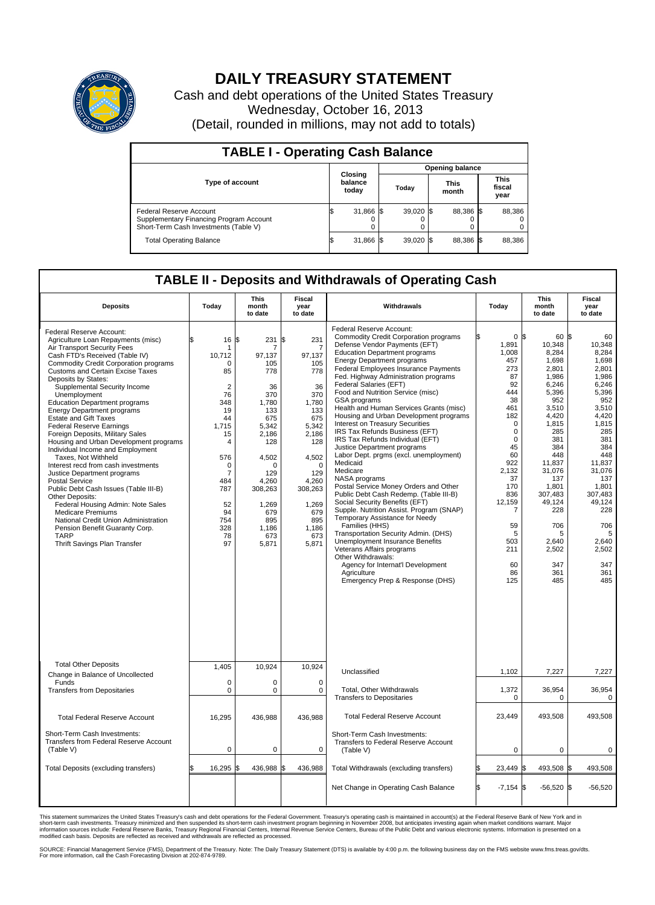# DAILY TREASURY STATEMENT

Cash and debt operations of the United States Treasury
Wednesday, October 16, 2013
(Detail, rounded in millions, may not add to totals)

## TABLE I - Operating Cash Balance

| Type of account | Closing balance today | Opening balance Today | Opening balance This month | Opening balance This fiscal year |
|---|---|---|---|---|
| Federal Reserve Account | $ 31,866 | $ 39,020 | $ 88,386 | $ 88,386 |
| Supplementary Financing Program Account | 0 | 0 | 0 | 0 |
| Short-Term Cash Investments (Table V) | 0 | 0 | 0 | 0 |
| Total Operating Balance | $ 31,866 | $ 39,020 | $ 88,386 | $ 88,386 |

## TABLE II - Deposits and Withdrawals of Operating Cash

| Deposits | Today | This month to date | Fiscal year to date | Withdrawals | Today | This month to date | Fiscal year to date |
|---|---|---|---|---|---|---|---|
| Federal Reserve Account: | | | | Federal Reserve Account: | | | |
| Agriculture Loan Repayments (misc) | $ 16 | $ 231 | $ 231 | Commodity Credit Corporation programs | $ 0 | $ 60 | $ 60 |
| Air Transport Security Fees | 1 | 7 | 7 | Defense Vendor Payments (EFT) | 1,891 | 10,348 | 10,348 |
| Cash FTD's Received (Table IV) | 10,712 | 97,137 | 97,137 | Education Department programs | 1,008 | 8,284 | 8,284 |
| Commodity Credit Corporation programs | 0 | 105 | 105 | Energy Department programs | 457 | 1,698 | 1,698 |
| Customs and Certain Excise Taxes | 85 | 778 | 778 | Federal Employees Insurance Payments | 273 | 2,801 | 2,801 |
| Deposits by States: | | | | Fed. Highway Administration programs | 87 | 1,986 | 1,986 |
| Supplemental Security Income | 2 | 36 | 36 | Federal Salaries (EFT) | 92 | 6,246 | 6,246 |
| Unemployment | 76 | 370 | 370 | Food and Nutrition Service (misc) | 444 | 5,396 | 5,396 |
| Education Department programs | 348 | 1,780 | 1,780 | GSA programs | 38 | 952 | 952 |
| Energy Department programs | 19 | 133 | 133 | Health and Human Services Grants (misc) | 461 | 3,510 | 3,510 |
| Estate and Gift Taxes | 44 | 675 | 675 | Housing and Urban Development programs | 182 | 4,420 | 4,420 |
| Federal Reserve Earnings | 1,715 | 5,342 | 5,342 | Interest on Treasury Securities | 0 | 1,815 | 1,815 |
| Foreign Deposits, Military Sales | 15 | 2,186 | 2,186 | IRS Tax Refunds Business (EFT) | 0 | 285 | 285 |
| Housing and Urban Development programs | 4 | 128 | 128 | IRS Tax Refunds Individual (EFT) | 0 | 381 | 381 |
| Individual Income and Employment Taxes, Not Withheld | 576 | 4,502 | 4,502 | Justice Department programs | 45 | 384 | 384 |
| Interest recd from cash investments | 0 | 0 | 0 | Labor Dept. prgms (excl. unemployment) | 60 | 448 | 448 |
| Justice Department programs | 7 | 129 | 129 | Medicaid | 922 | 11,837 | 11,837 |
| Postal Service | 484 | 4,260 | 4,260 | Medicare | 2,132 | 31,076 | 31,076 |
| Public Debt Cash Issues (Table III-B) | 787 | 308,263 | 308,263 | NASA programs | 37 | 137 | 137 |
| Other Deposits: | | | | Postal Service Money Orders and Other | 170 | 1,801 | 1,801 |
| Federal Housing Admin: Note Sales | 52 | 1,269 | 1,269 | Public Debt Cash Redemp. (Table III-B) | 836 | 307,483 | 307,483 |
| Medicare Premiums | 94 | 679 | 679 | Social Security Benefits (EFT) | 12,159 | 49,124 | 49,124 |
| National Credit Union Administration | 754 | 895 | 895 | Supple. Nutrition Assist. Program (SNAP) | 7 | 228 | 228 |
| Pension Benefit Guaranty Corp. | 328 | 1,186 | 1,186 | Temporary Assistance for Needy Families (HHS) | 59 | 706 | 706 |
| TARP | 78 | 673 | 673 | Transportation Security Admin. (DHS) | 5 | 5 | 5 |
| Thrift Savings Plan Transfer | 97 | 5,871 | 5,871 | Unemployment Insurance Benefits | 503 | 2,640 | 2,640 |
| | | | | Veterans Affairs programs | 211 | 2,502 | 2,502 |
| | | | | Other Withdrawals: | | | |
| | | | | Agency for Internat'l Development | 60 | 347 | 347 |
| | | | | Agriculture | 86 | 361 | 361 |
| | | | | Emergency Prep & Response (DHS) | 125 | 485 | 485 |
| Total Other Deposits | 1,405 | 10,924 | 10,924 | Unclassified | 1,102 | 7,227 | 7,227 |
| Change in Balance of Uncollected Funds | 0 | 0 | 0 | | | | |
| Transfers from Depositaries | 0 | 0 | 0 | Total, Other Withdrawals | 1,372 | 36,954 | 36,954 |
| | | | | Transfers to Depositaries | 0 | 0 | 0 |
| Total Federal Reserve Account | 16,295 | 436,988 | 436,988 | Total Federal Reserve Account | 23,449 | 493,508 | 493,508 |
| Short-Term Cash Investments: Transfers from Federal Reserve Account (Table V) | 0 | 0 | 0 | Short-Term Cash Investments: Transfers to Federal Reserve Account (Table V) | 0 | 0 | 0 |
| Total Deposits (excluding transfers) | $ 16,295 | $ 436,988 | $ 436,988 | Total Withdrawals (excluding transfers) | $ 23,449 | $ 493,508 | $ 493,508 |
| | | | | Net Change in Operating Cash Balance | $ -7,154 | $ -56,520 | $ -56,520 |

This statement summarizes the United States Treasury's cash and debt operations for the Federal Government. Treasury's operating cash is maintained in account(s) at the Federal Reserve Bank of New York and in short-term cash investments. Treasury minimized and then suspended its short-term cash investment program beginning in November 2008, but anticipates investing again when market conditions warrant. Major information sources include: Federal Reserve Banks, Treasury Regional Financial Centers, Internal Revenue Service Centers, Bureau of the Public Debt and various electronic systems. Information is presented on a modified cash basis. Deposits are reflected as received and withdrawals are reflected as processed.

SOURCE: Financial Management Service (FMS), Department of the Treasury. Note: The Daily Treasury Statement (DTS) is available by 4:00 p.m. the following business day on the FMS website www.fms.treas.gov/dts. For more information, call the Cash Forecasting Division at 202-874-9789.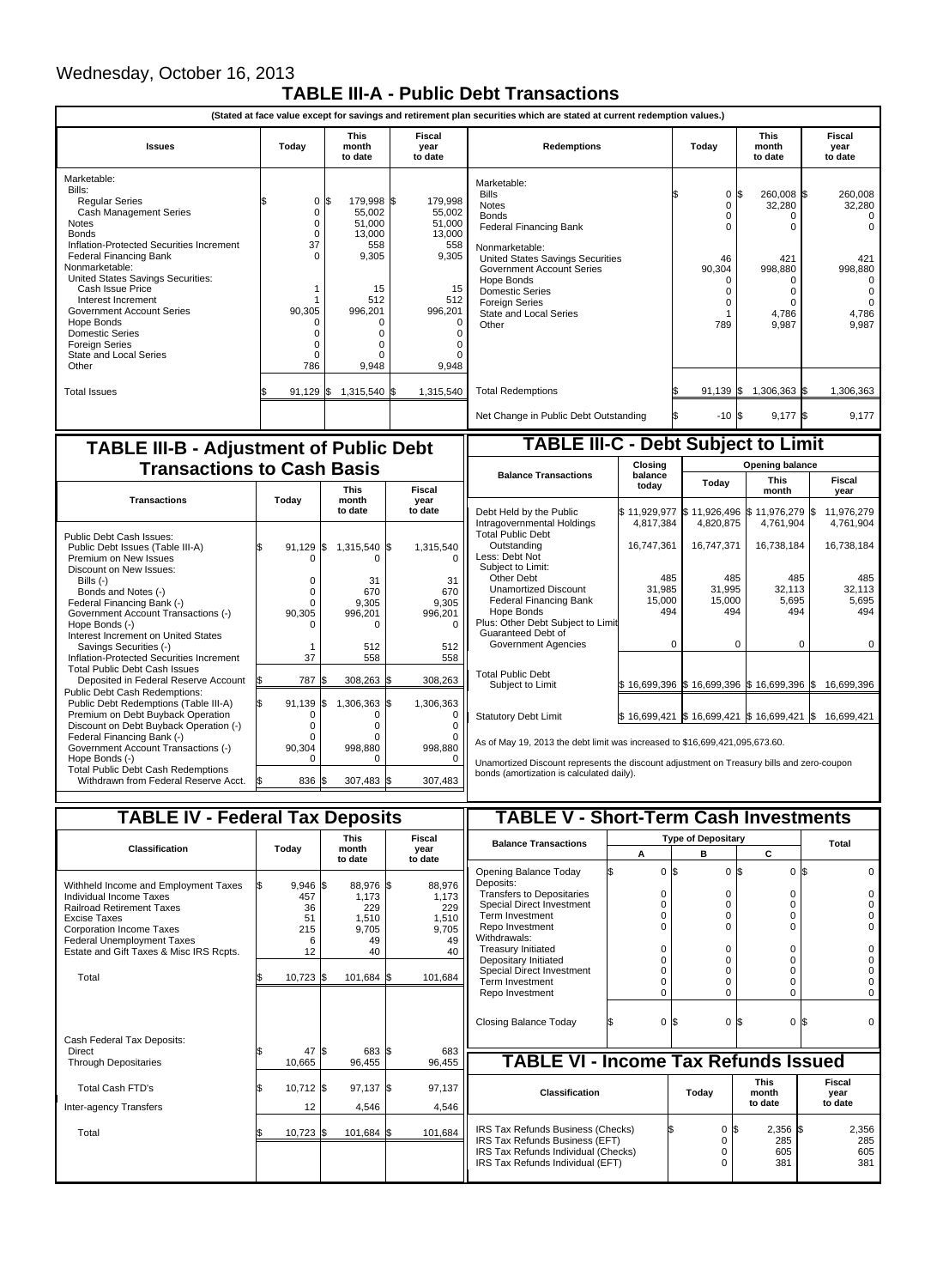Wednesday, October 16, 2013

# TABLE III-A - Public Debt Transactions

(Stated at face value except for savings and retirement plan securities which are stated at current redemption values.)

| Issues | Today | This month to date | Fiscal year to date |
|---|---|---|---|
| Marketable: | | | |
| Bills: | | | |
| Regular Series | $ 0 | $ 179,998 | $ 179,998 |
| Cash Management Series | 0 | 55,002 | 55,002 |
| Notes | 0 | 51,000 | 51,000 |
| Bonds | 0 | 13,000 | 13,000 |
| Inflation-Protected Securities Increment | 37 | 558 | 558 |
| Federal Financing Bank | 0 | 9,305 | 9,305 |
| Nonmarketable: | | | |
| United States Savings Securities: | | | |
| Cash Issue Price | 1 | 15 | 15 |
| Interest Increment | 1 | 512 | 512 |
| Government Account Series | 90,305 | 996,201 | 996,201 |
| Hope Bonds | 0 | 0 | 0 |
| Domestic Series | 0 | 0 | 0 |
| Foreign Series | 0 | 0 | 0 |
| State and Local Series | 0 | 0 | 0 |
| Other | 786 | 9,948 | 9,948 |
| Total Issues | $ 91,129 | $ 1,315,540 | $ 1,315,540 |

| Redemptions | Today | This month to date | Fiscal year to date |
|---|---|---|---|
| Marketable: | | | |
| Bills | $ 0 | $ 260,008 | $ 260,008 |
| Notes | 0 | 32,280 | 32,280 |
| Bonds | 0 | 0 | 0 |
| Federal Financing Bank | 0 | 0 | 0 |
| Nonmarketable: | | | |
| United States Savings Securities | 46 | 421 | 421 |
| Government Account Series | 90,304 | 998,880 | 998,880 |
| Hope Bonds | 0 | 0 | 0 |
| Domestic Series | 0 | 0 | 0 |
| Foreign Series | 0 | 0 | 0 |
| State and Local Series | 1 | 4,786 | 4,786 |
| Other | 789 | 9,987 | 9,987 |
| Total Redemptions | $ 91,139 | $ 1,306,363 | $ 1,306,363 |
| Net Change in Public Debt Outstanding | $ -10 | $ 9,177 | $ 9,177 |

# TABLE III-B - Adjustment of Public Debt Transactions to Cash Basis

| Transactions | Today | This month to date | Fiscal year to date |
|---|---|---|---|
| Public Debt Cash Issues: | | | |
| Public Debt Issues (Table III-A) | $ 91,129 | $ 1,315,540 | $ 1,315,540 |
| Premium on New Issues | 0 | 0 | 0 |
| Discount on New Issues: | | | |
| Bills (-) | 0 | 31 | 31 |
| Bonds and Notes (-) | 0 | 670 | 670 |
| Federal Financing Bank (-) | 0 | 9,305 | 9,305 |
| Government Account Transactions (-) | 90,305 | 996,201 | 996,201 |
| Hope Bonds (-) | 0 | 0 | 0 |
| Interest Increment on United States Savings Securities (-) | 1 | 512 | 512 |
| Inflation-Protected Securities Increment | 37 | 558 | 558 |
| Total Public Debt Cash Issues Deposited in Federal Reserve Account | $ 787 | $ 308,263 | $ 308,263 |
| Public Debt Cash Redemptions: | | | |
| Public Debt Redemptions (Table III-A) | $ 91,139 | $ 1,306,363 | $ 1,306,363 |
| Premium on Debt Buyback Operation | 0 | 0 | 0 |
| Discount on Debt Buyback Operation (-) | 0 | 0 | 0 |
| Federal Financing Bank (-) | 0 | 0 | 0 |
| Government Account Transactions (-) | 90,304 | 998,880 | 998,880 |
| Hope Bonds (-) | 0 | 0 | 0 |
| Total Public Debt Cash Redemptions Withdrawn from Federal Reserve Acct. | $ 836 | $ 307,483 | $ 307,483 |

# TABLE III-C - Debt Subject to Limit

| Balance Transactions | Closing balance today | Opening balance Today | Opening balance This month | Opening balance Fiscal year |
|---|---|---|---|---|
| Debt Held by the Public | $ 11,929,977 | $ 11,926,496 | $ 11,976,279 | $ 11,976,279 |
| Intragovernmental Holdings | 4,817,384 | 4,820,875 | 4,761,904 | 4,761,904 |
| Total Public Debt Outstanding | 16,747,361 | 16,747,371 | 16,738,184 | 16,738,184 |
| Less: Debt Not Subject to Limit: | | | | |
| Other Debt | 485 | 485 | 485 | 485 |
| Unamortized Discount | 31,985 | 31,995 | 32,113 | 32,113 |
| Federal Financing Bank | 15,000 | 15,000 | 5,695 | 5,695 |
| Hope Bonds | 494 | 494 | 494 | 494 |
| Plus: Other Debt Subject to Limit | | | | |
| Guaranteed Debt of Government Agencies | 0 | 0 | 0 | 0 |
| Total Public Debt Subject to Limit | $ 16,699,396 | $ 16,699,396 | $ 16,699,396 | $ 16,699,396 |
| Statutory Debt Limit | $ 16,699,421 | $ 16,699,421 | $ 16,699,421 | $ 16,699,421 |

As of May 19, 2013 the debt limit was increased to $16,699,421,095,673.60.

Unamortized Discount represents the discount adjustment on Treasury bills and zero-coupon bonds (amortization is calculated daily).

# TABLE IV - Federal Tax Deposits

| Classification | Today | This month to date | Fiscal year to date |
|---|---|---|---|
| Withheld Income and Employment Taxes | $ 9,946 | $ 88,976 | $ 88,976 |
| Individual Income Taxes | 457 | 1,173 | 1,173 |
| Railroad Retirement Taxes | 36 | 229 | 229 |
| Excise Taxes | 51 | 1,510 | 1,510 |
| Corporation Income Taxes | 215 | 9,705 | 9,705 |
| Federal Unemployment Taxes | 6 | 49 | 49 |
| Estate and Gift Taxes & Misc IRS Rcpts. | 12 | 40 | 40 |
| Total | $ 10,723 | $ 101,684 | $ 101,684 |
| Cash Federal Tax Deposits: | | | |
| Direct | $ 47 | $ 683 | $ 683 |
| Through Depositaries | 10,665 | 96,455 | 96,455 |
| Total Cash FTD's | $ 10,712 | $ 97,137 | $ 97,137 |
| Inter-agency Transfers | 12 | 4,546 | 4,546 |
| Total | $ 10,723 | $ 101,684 | $ 101,684 |

# TABLE V - Short-Term Cash Investments

| Balance Transactions | Type of Depositary A | Type of Depositary B | Type of Depositary C | Total |
|---|---|---|---|---|
| Opening Balance Today | $ 0 | $ 0 | $ 0 | $ 0 |
| Deposits: | | | | |
| Transfers to Depositaries | 0 | 0 | 0 | 0 |
| Special Direct Investment | 0 | 0 | 0 | 0 |
| Term Investment | 0 | 0 | 0 | 0 |
| Repo Investment | 0 | 0 | 0 | 0 |
| Withdrawals: | | | | |
| Treasury Initiated | 0 | 0 | 0 | 0 |
| Depositary Initiated | 0 | 0 | 0 | 0 |
| Special Direct Investment | 0 | 0 | 0 | 0 |
| Term Investment | 0 | 0 | 0 | 0 |
| Repo Investment | 0 | 0 | 0 | 0 |
| Closing Balance Today | $ 0 | $ 0 | $ 0 | $ 0 |

# TABLE VI - Income Tax Refunds Issued

| Classification | Today | This month to date | Fiscal year to date |
|---|---|---|---|
| IRS Tax Refunds Business (Checks) | $ 0 | $ 2,356 | $ 2,356 |
| IRS Tax Refunds Business (EFT) | 0 | 285 | 285 |
| IRS Tax Refunds Individual (Checks) | 0 | 605 | 605 |
| IRS Tax Refunds Individual (EFT) | 0 | 381 | 381 |